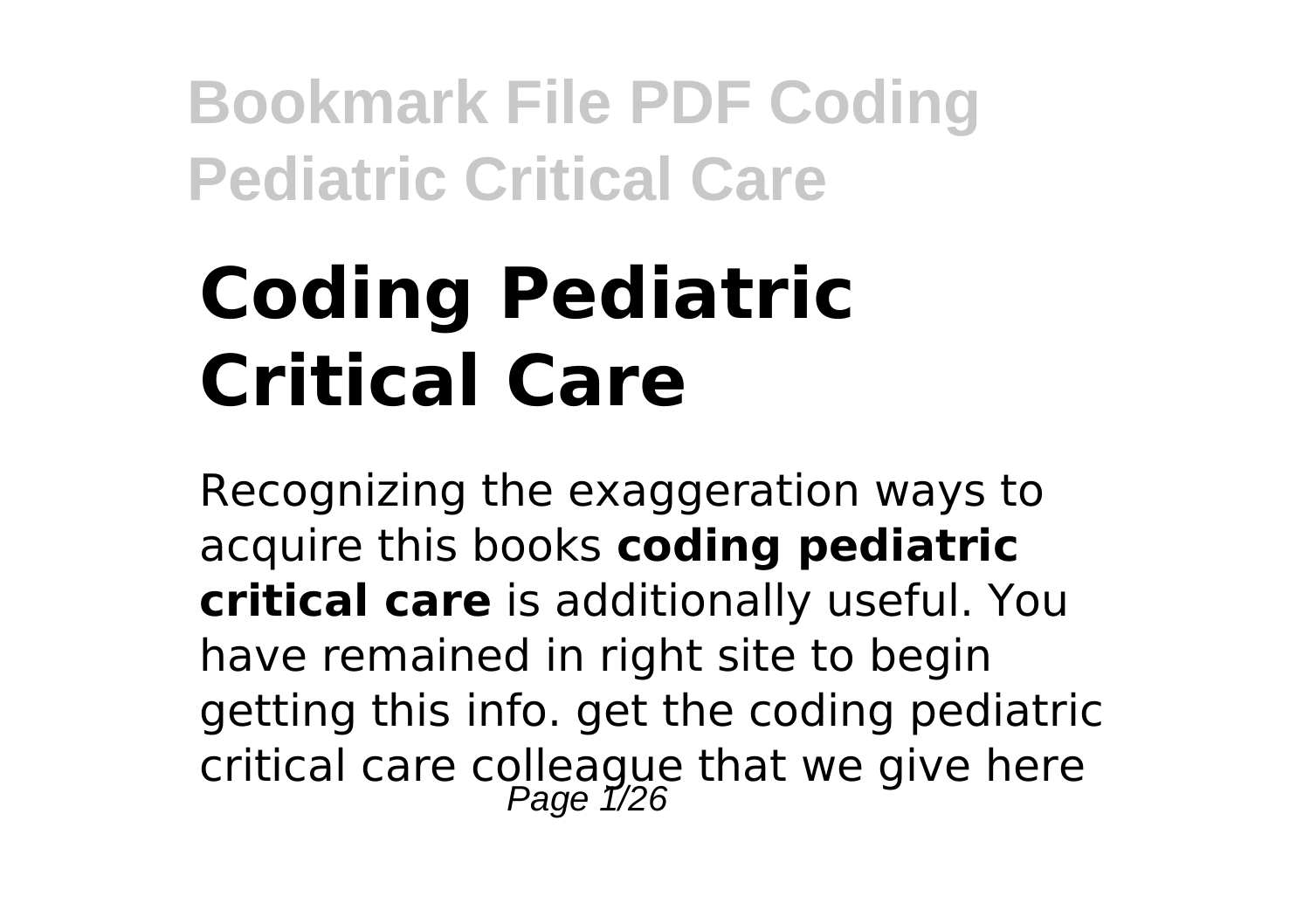# Coding Pediatric Critical Care

Recognizing the exaggeration ways to acquire this books **coding pediatric critical care** is additionally useful. You have remained in right site to begin getting this info. get the coding pediatric critical care colleague that we give here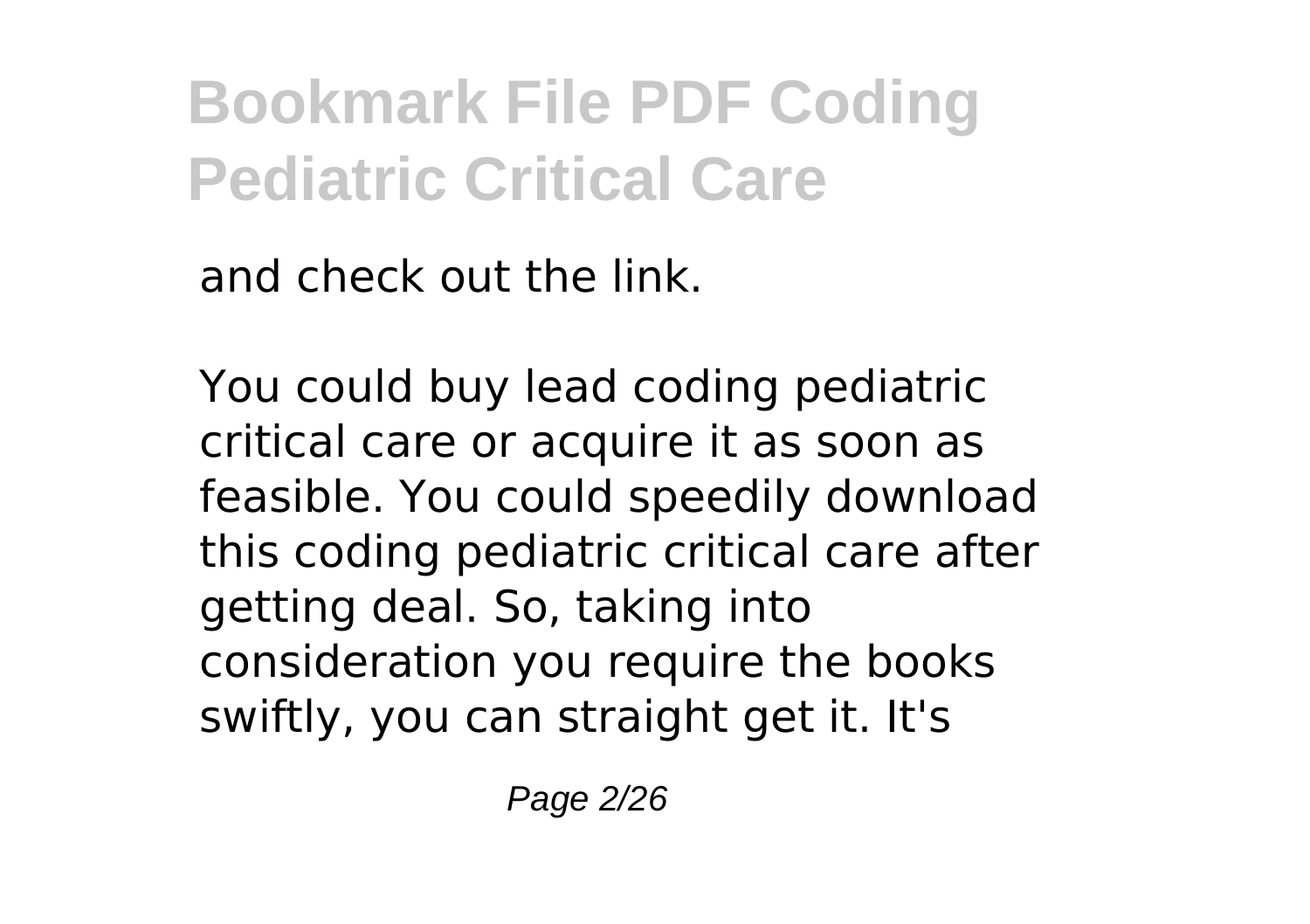and check out the link.

You could buy lead coding pediatric critical care or acquire it as soon as feasible. You could speedily download this coding pediatric critical care after getting deal. So, taking into consideration you require the books swiftly, you can straight get it. It's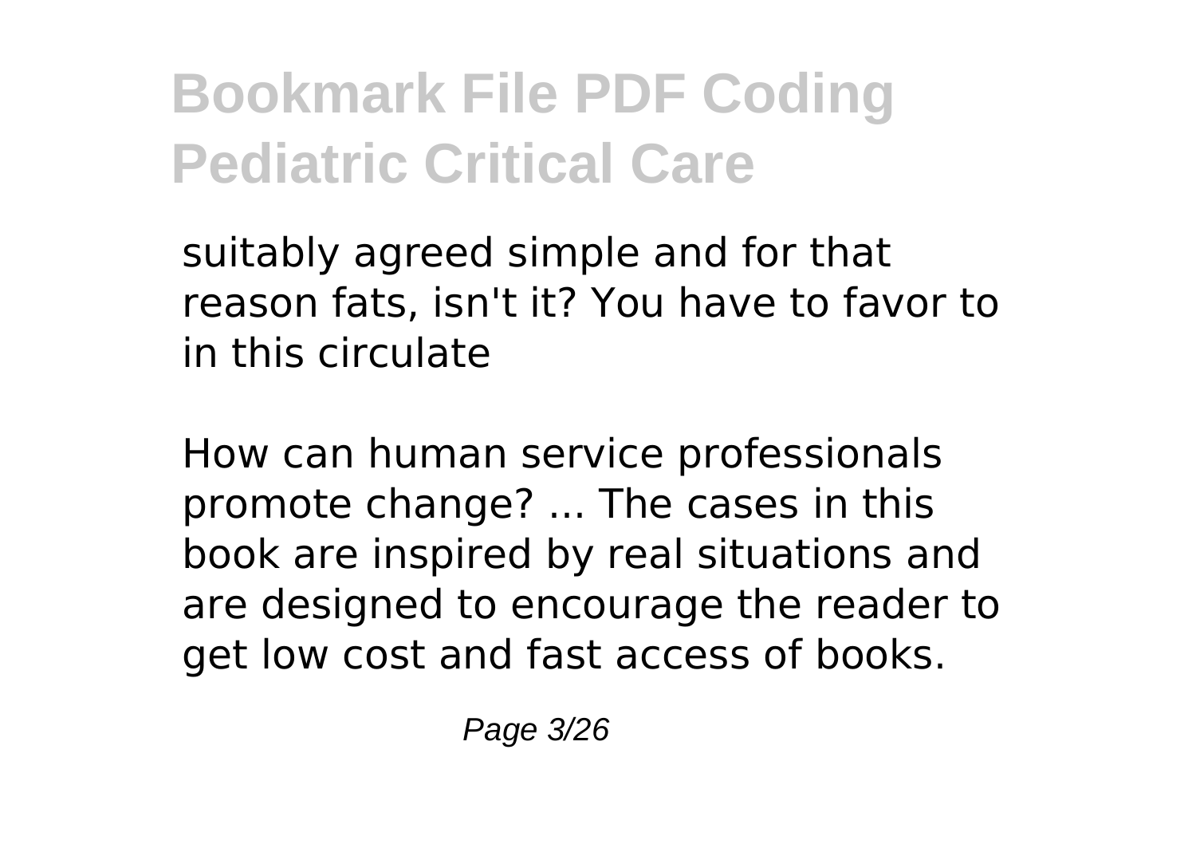suitably agreed simple and for that reason fats, isn't it? You have to favor to in this circulate

How can human service professionals promote change? ... The cases in this book are inspired by real situations and are designed to encourage the reader to get low cost and fast access of books.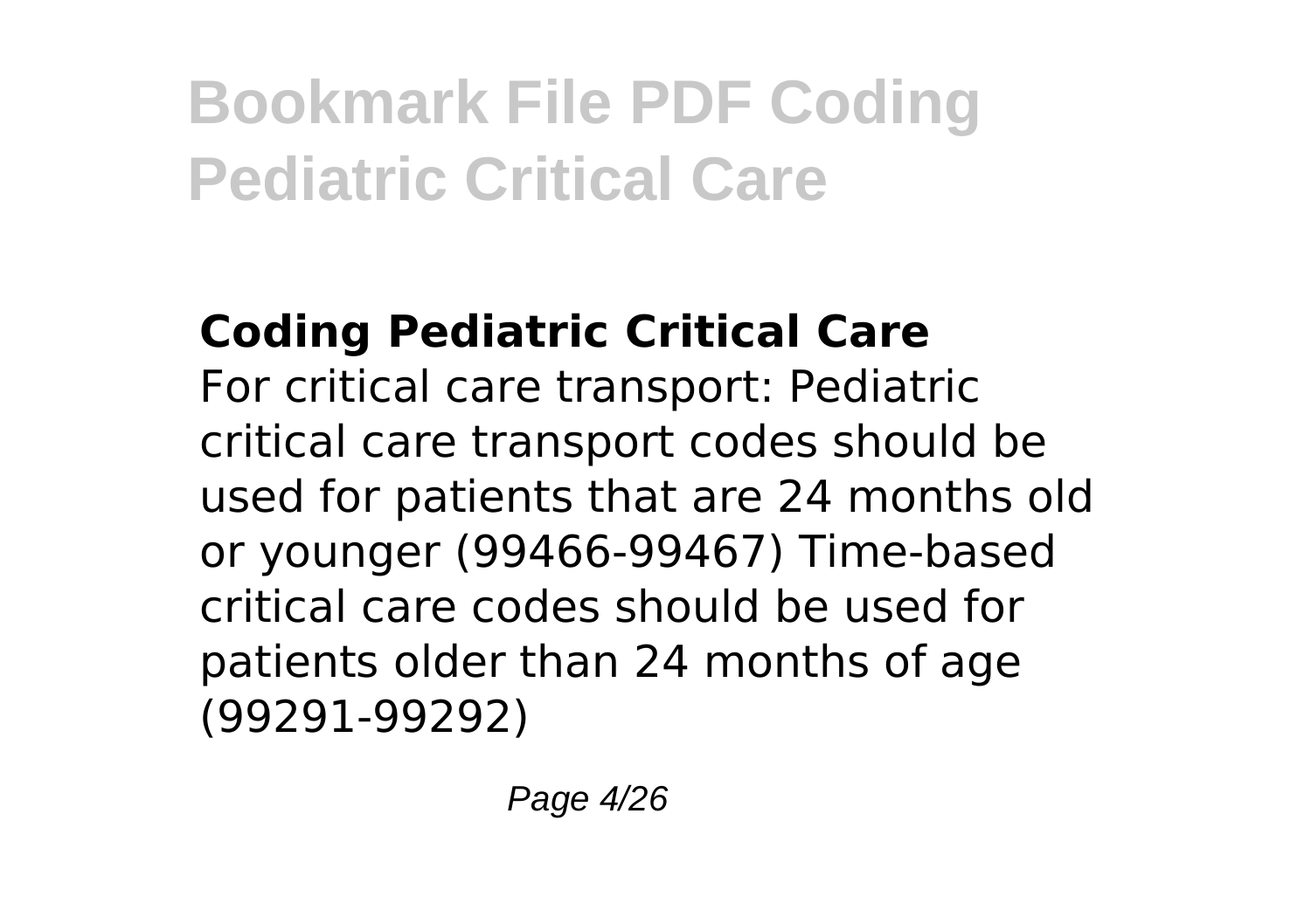## Coding Pediatric Critical Care

For critical care transport: Pediatric critical care transport codes should be used for patients that are 24 months old or younger (99466-99467) Time-based critical care codes should be used for patients older than 24 months of age (99291-99292)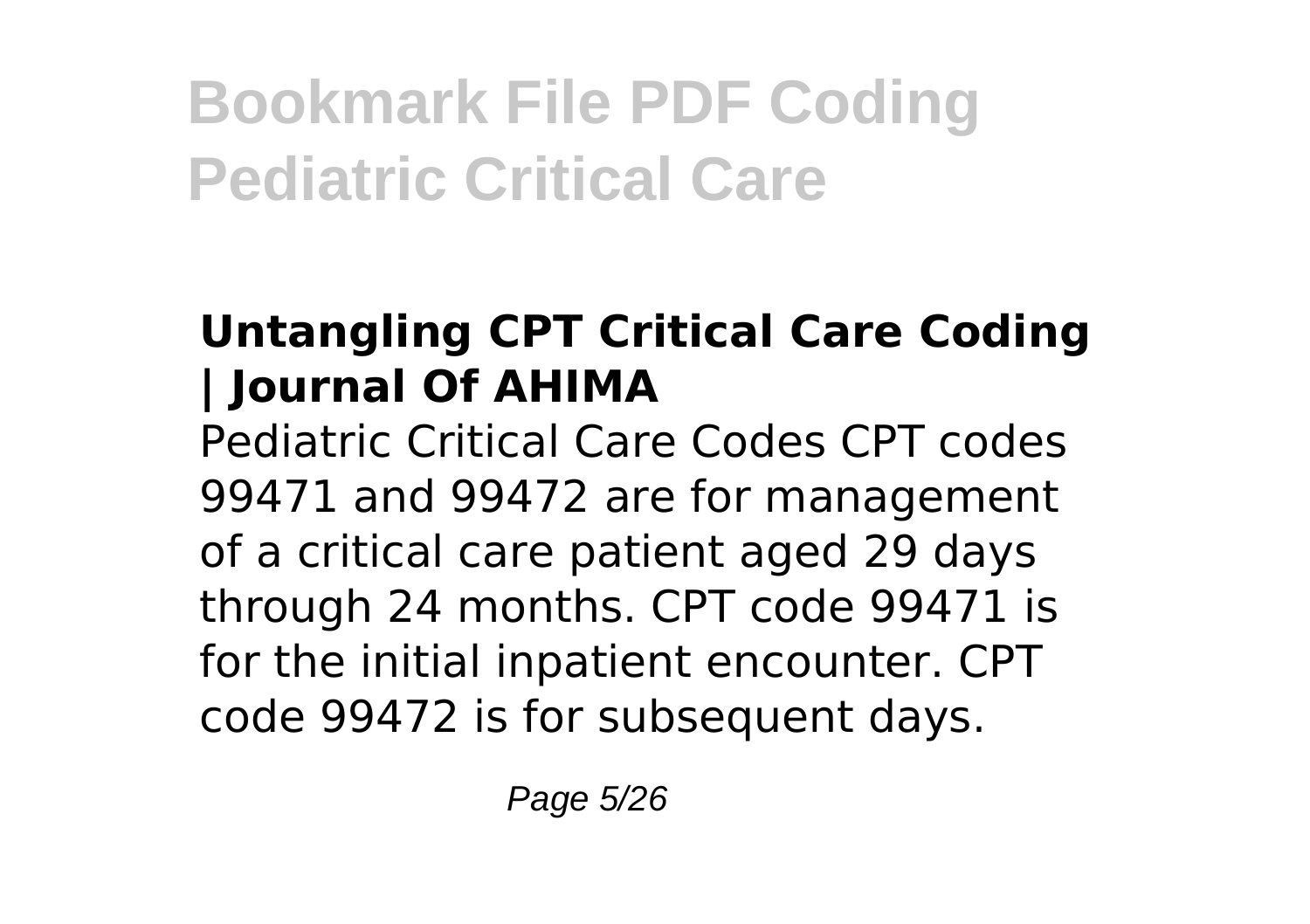## Untangling CPT Critical Care Coding | Journal Of AHIMA

Pediatric Critical Care Codes CPT codes 99471 and 99472 are for management of a critical care patient aged 29 days through 24 months. CPT code 99471 is for the initial inpatient encounter. CPT code 99472 is for subsequent days.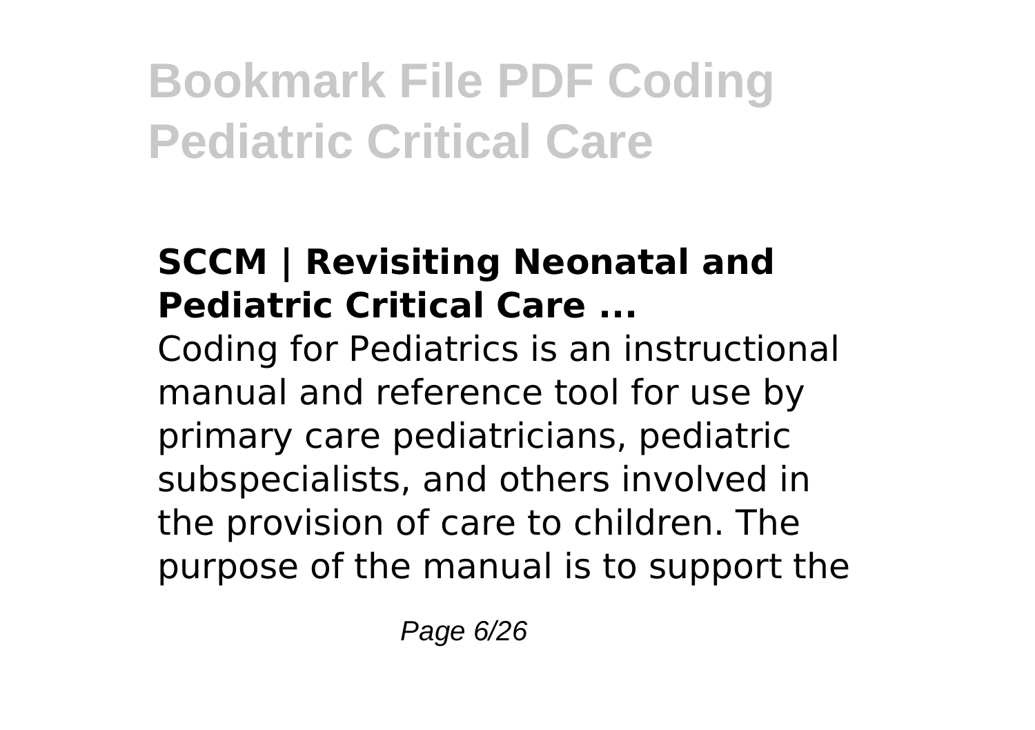## SCCM | Revisiting Neonatal and Pediatric Critical Care ...

Coding for Pediatrics is an instructional manual and reference tool for use by primary care pediatricians, pediatric subspecialists, and others involved in the provision of care to children. The purpose of the manual is to support the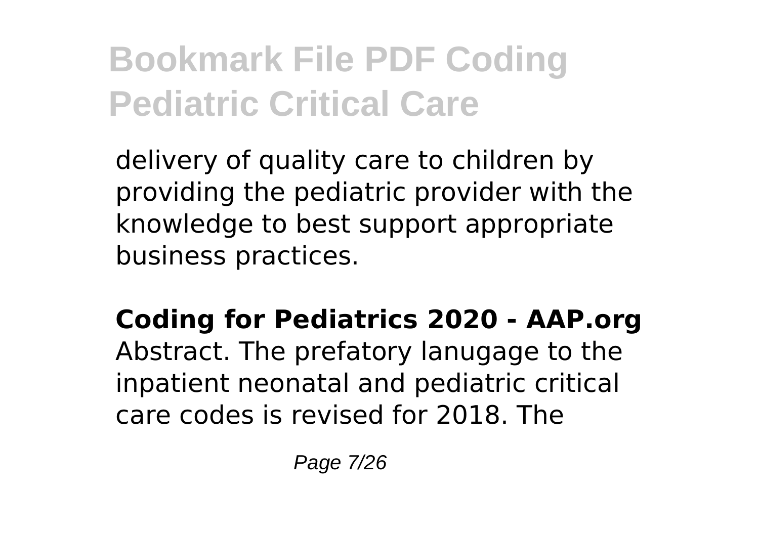delivery of quality care to children by providing the pediatric provider with the knowledge to best support appropriate business practices.

**Coding for Pediatrics 2020 - AAP.org**

Abstract. The prefatory lanugage to the inpatient neonatal and pediatric critical care codes is revised for 2018. The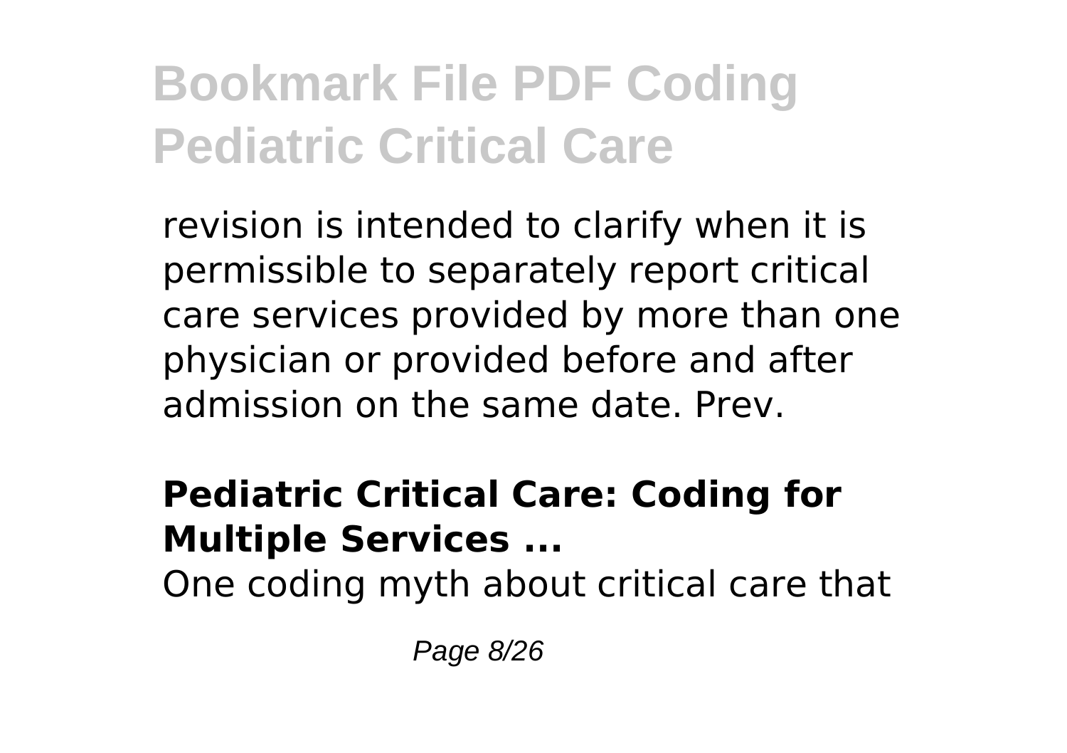revision is intended to clarify when it is permissible to separately report critical care services provided by more than one physician or provided before and after admission on the same date. Prev.

**Pediatric Critical Care: Coding for Multiple Services ...**

One coding myth about critical care that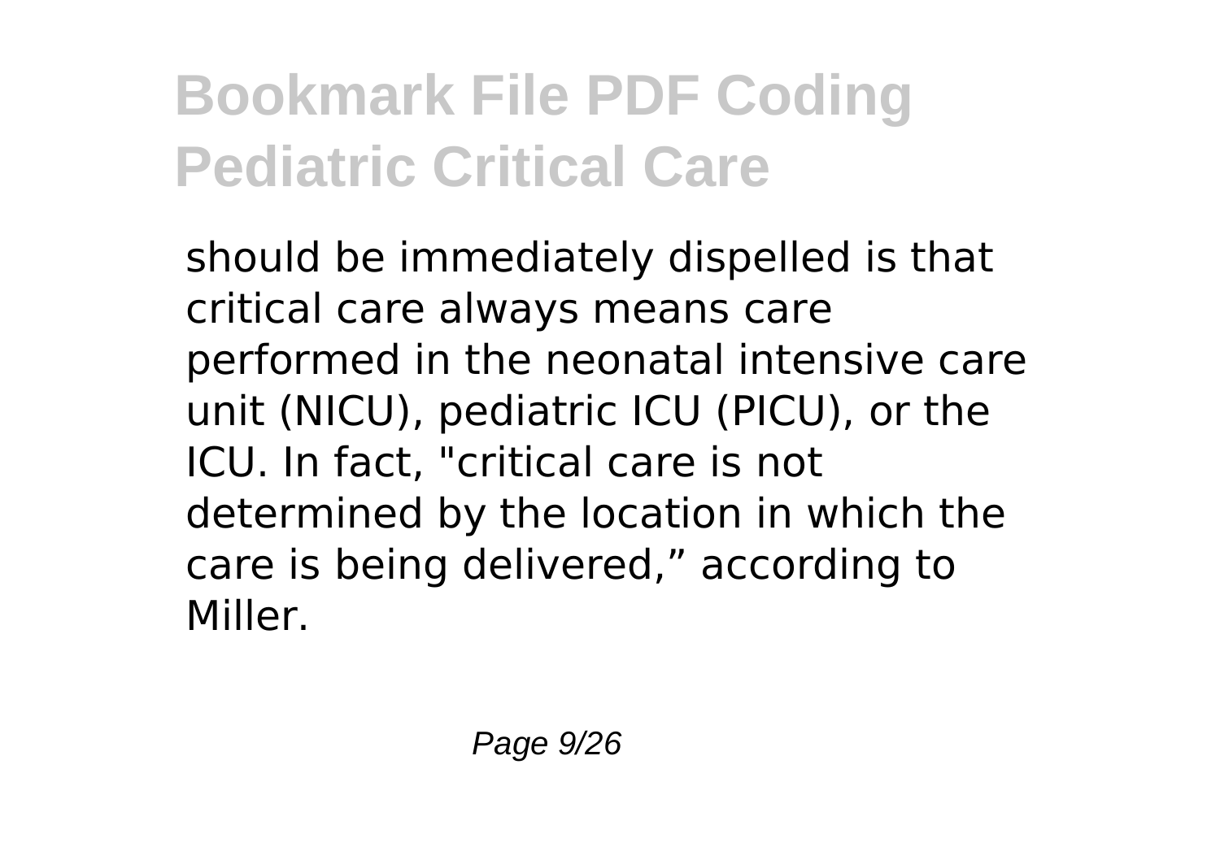should be immediately dispelled is that critical care always means care performed in the neonatal intensive care unit (NICU), pediatric ICU (PICU), or the ICU. In fact, "critical care is not determined by the location in which the care is being delivered," according to Miller.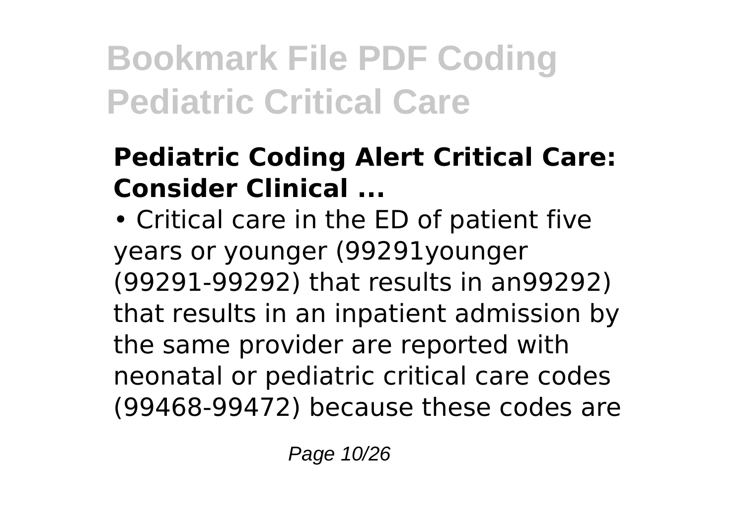**Pediatric Coding Alert Critical Care: Consider Clinical ...**

• Critical care in the ED of patient five years or younger (99291younger (99291-99292) that results in an99292) that results in an inpatient admission by the same provider are reported with neonatal or pediatric critical care codes (99468-99472) because these codes are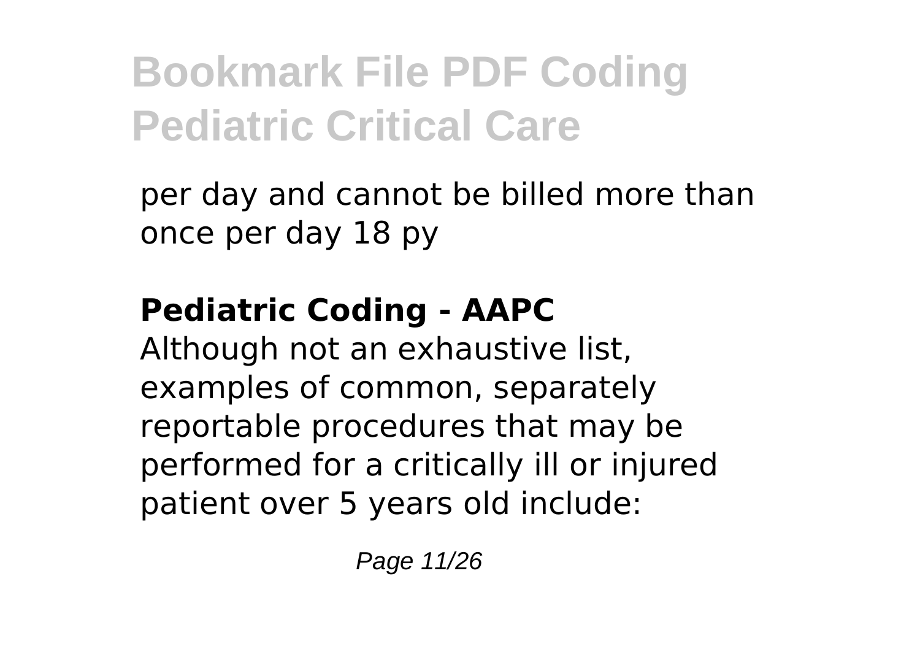per day and cannot be billed more than once per day 18 py

**Pediatric Coding - AAPC**

Although not an exhaustive list, examples of common, separately reportable procedures that may be performed for a critically ill or injured patient over 5 years old include: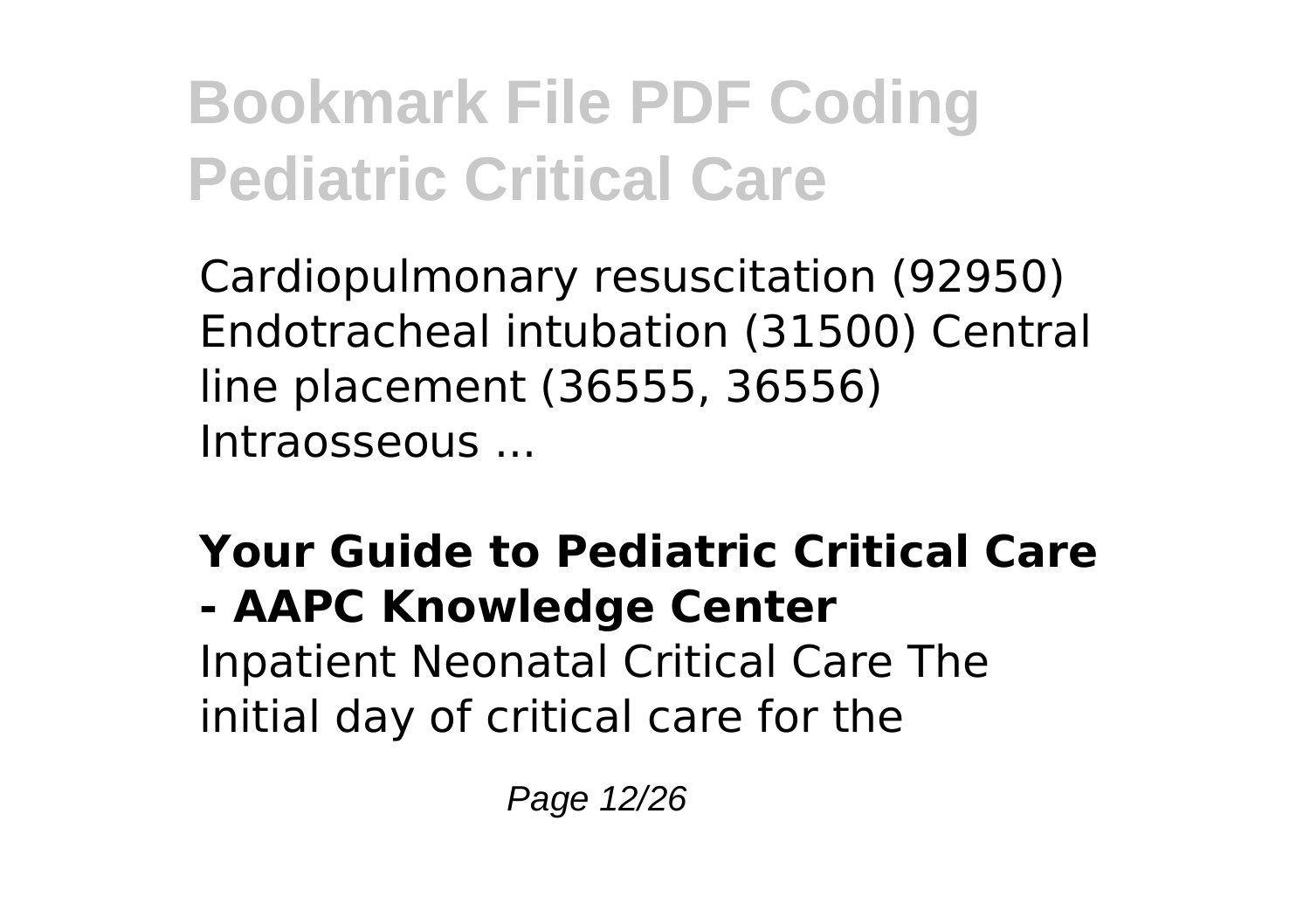Cardiopulmonary resuscitation (92950) Endotracheal intubation (31500) Central line placement (36555, 36556) Intraosseous ...

**Your Guide to Pediatric Critical Care - AAPC Knowledge Center**

Inpatient Neonatal Critical Care The initial day of critical care for the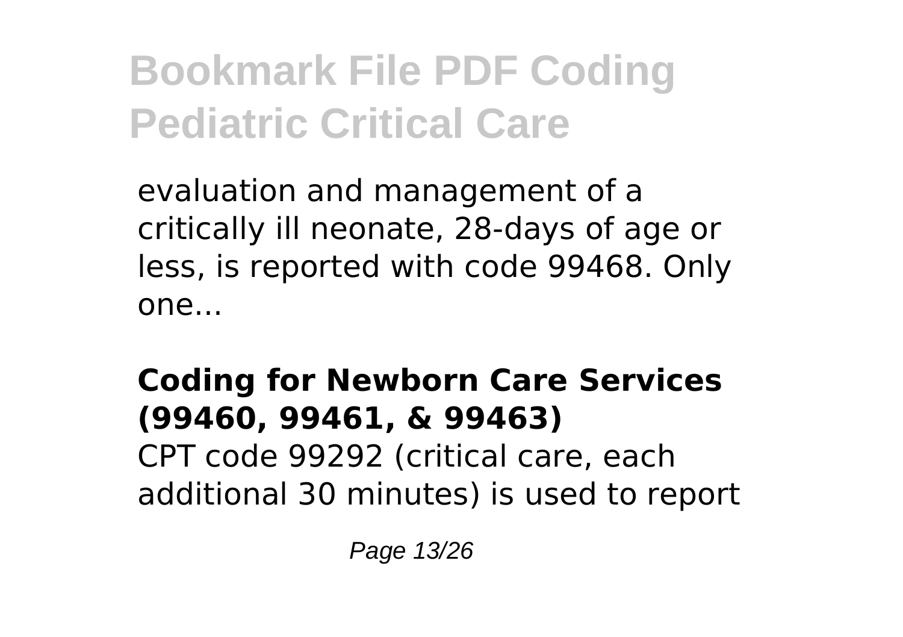evaluation and management of a critically ill neonate, 28-days of age or less, is reported with code 99468. Only one...

**Coding for Newborn Care Services (99460, 99461, & 99463)**

CPT code 99292 (critical care, each additional 30 minutes) is used to report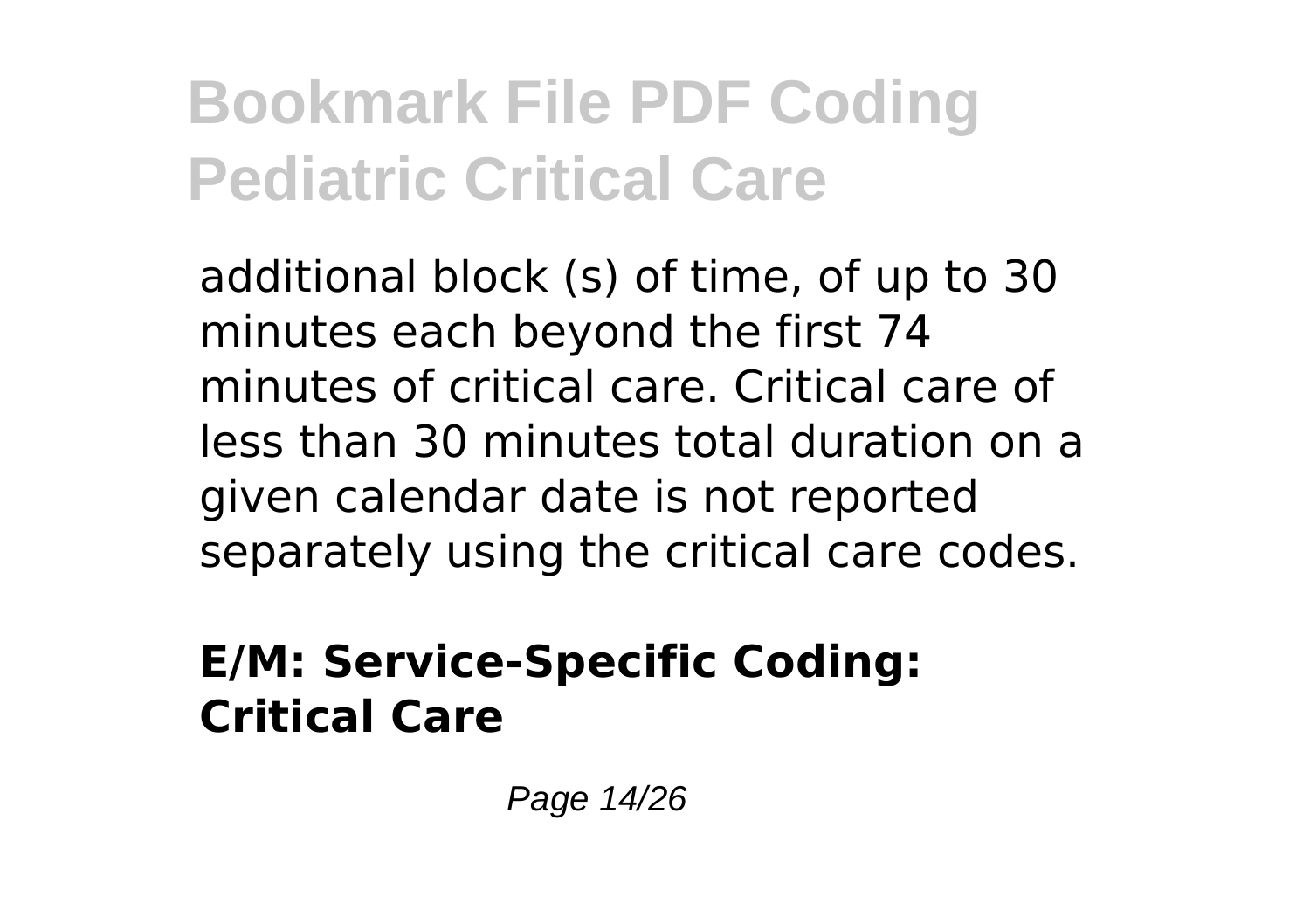additional block (s) of time, of up to 30 minutes each beyond the first 74 minutes of critical care. Critical care of less than 30 minutes total duration on a given calendar date is not reported separately using the critical care codes.

## E/M: Service-Specific Coding: Critical Care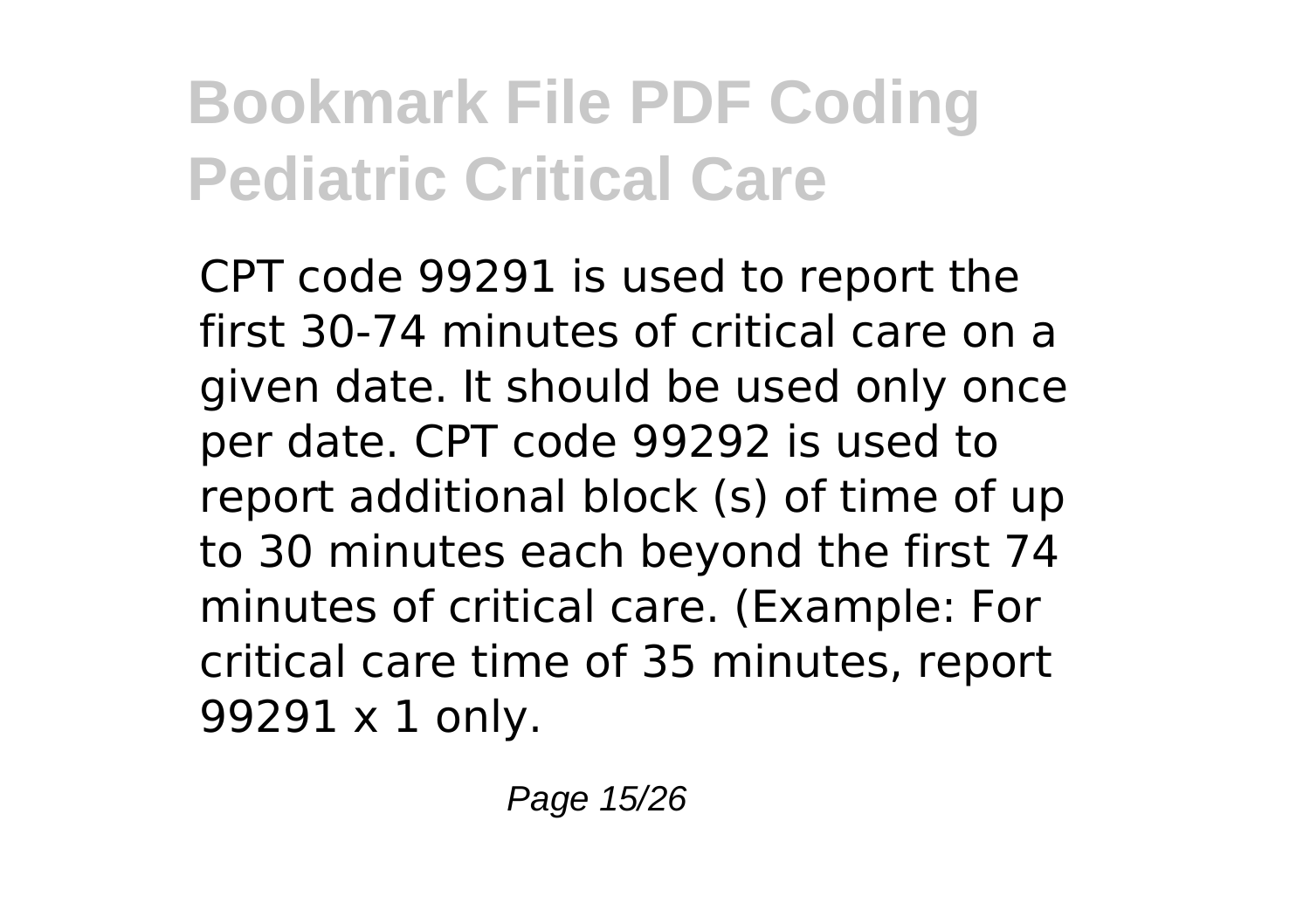CPT code 99291 is used to report the first 30-74 minutes of critical care on a given date. It should be used only once per date. CPT code 99292 is used to report additional block (s) of time of up to 30 minutes each beyond the first 74 minutes of critical care. (Example: For critical care time of 35 minutes, report 99291 x 1 only.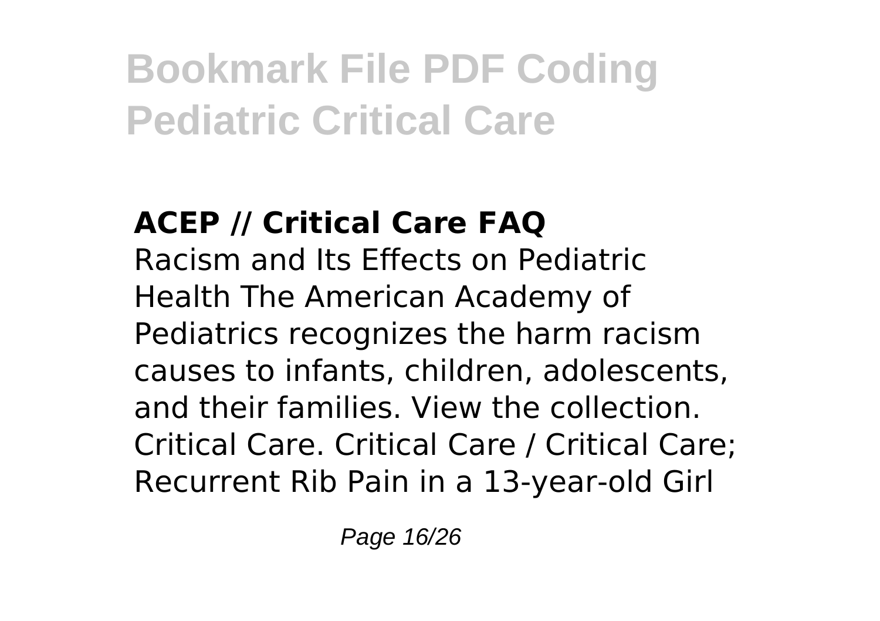### ACEP // Critical Care FAQ

Racism and Its Effects on Pediatric Health The American Academy of Pediatrics recognizes the harm racism causes to infants, children, adolescents, and their families. View the collection. Critical Care. Critical Care / Critical Care; Recurrent Rib Pain in a 13-year-old Girl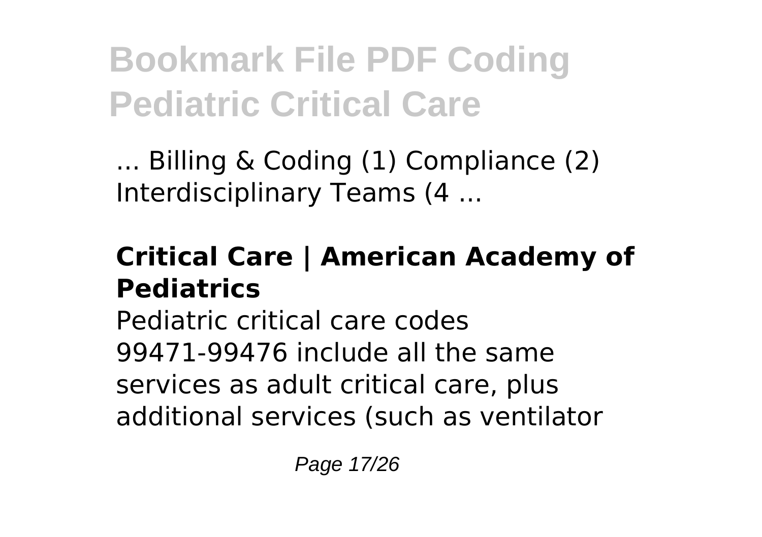... Billing & Coding (1) Compliance (2) Interdisciplinary Teams (4 ...

### Critical Care | American Academy of Pediatrics

Pediatric critical care codes 99471-99476 include all the same services as adult critical care, plus additional services (such as ventilator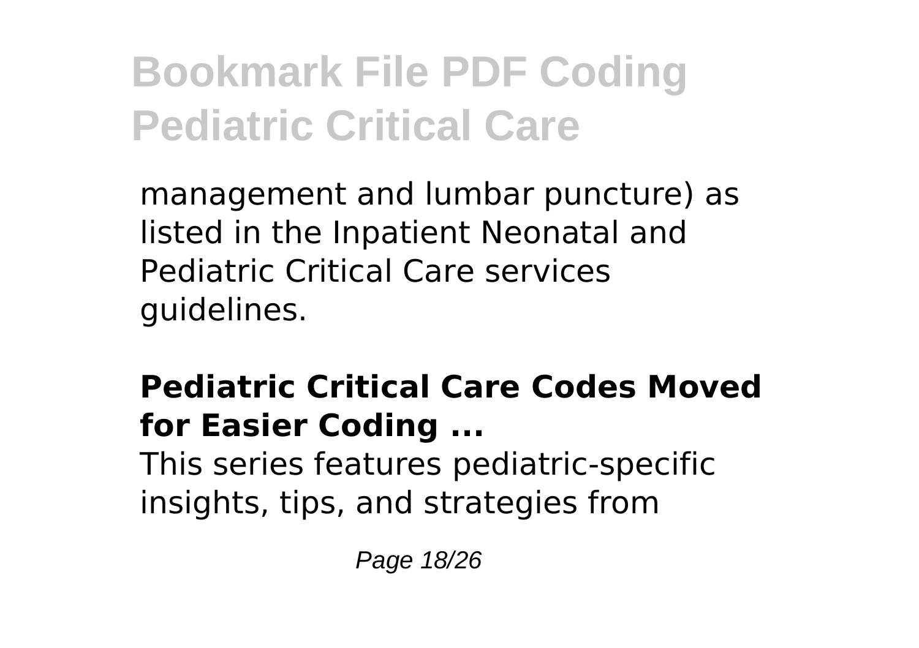management and lumbar puncture) as listed in the Inpatient Neonatal and Pediatric Critical Care services guidelines.

**Pediatric Critical Care Codes Moved for Easier Coding ...**

This series features pediatric-specific insights, tips, and strategies from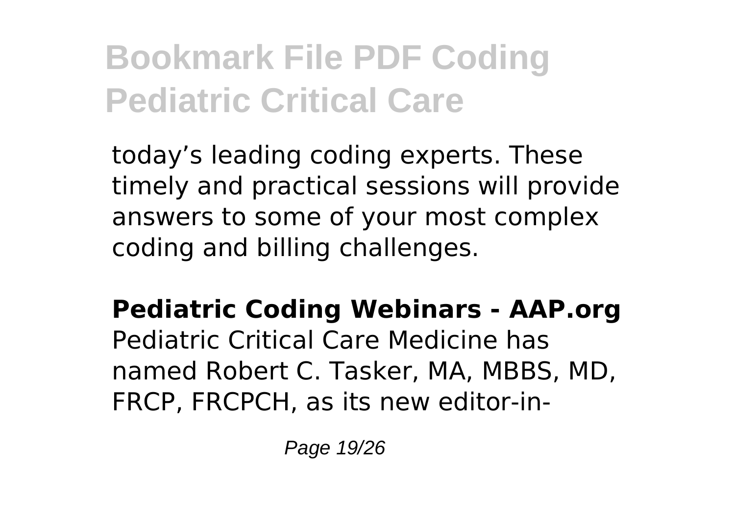today's leading coding experts. These timely and practical sessions will provide answers to some of your most complex coding and billing challenges.

**Pediatric Coding Webinars - AAP.org**

Pediatric Critical Care Medicine has named Robert C. Tasker, MA, MBBS, MD, FRCP, FRCPCH, as its new editor-in-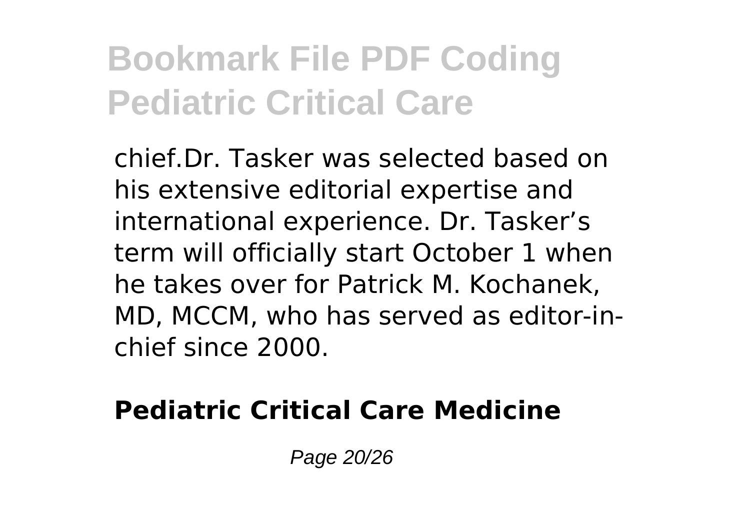chief.Dr. Tasker was selected based on his extensive editorial expertise and international experience. Dr. Tasker’s term will officially start October 1 when he takes over for Patrick M. Kochanek, MD, MCCM, who has served as editor-in-chief since 2000.

**Pediatric Critical Care Medicine**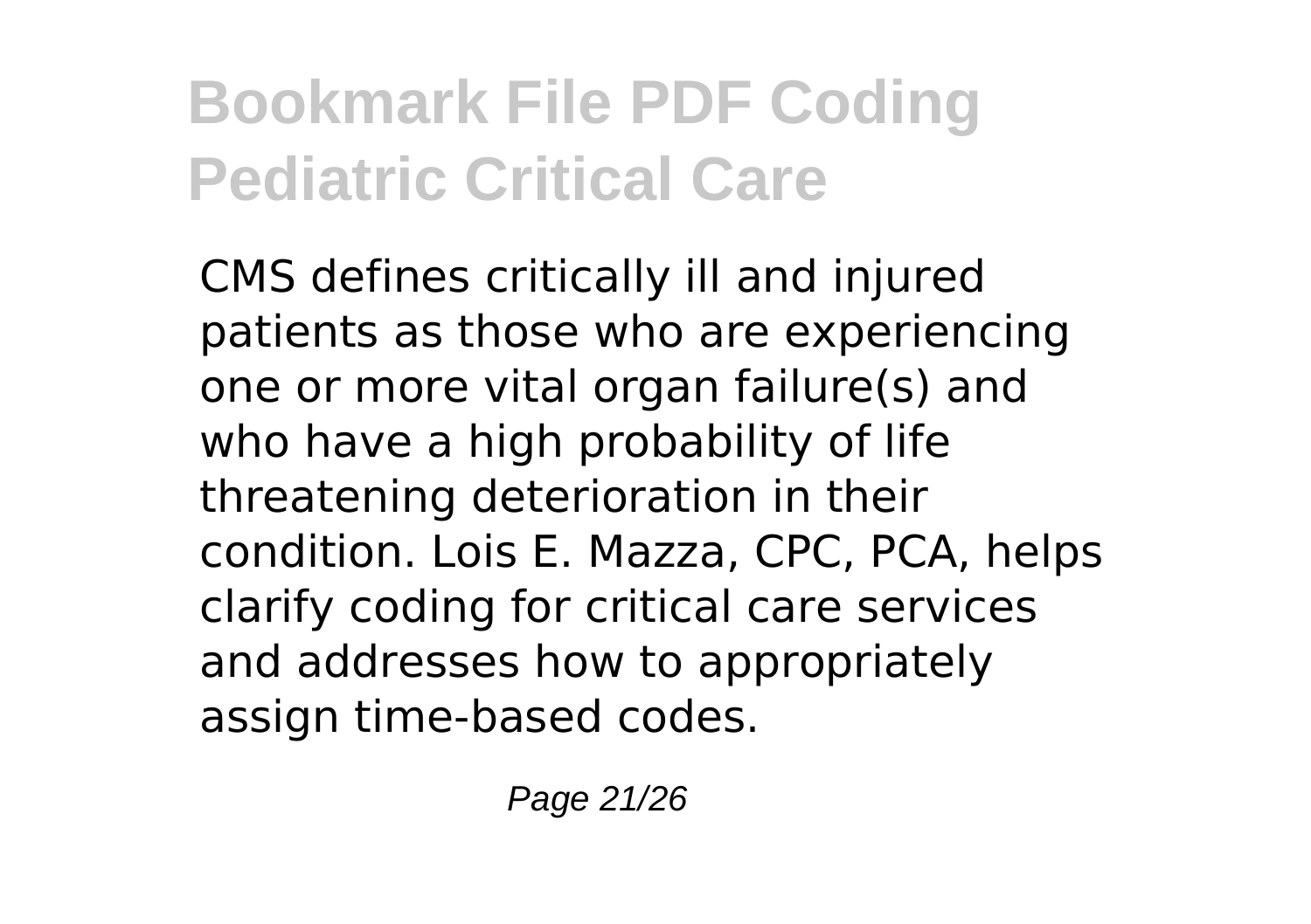CMS defines critically ill and injured patients as those who are experiencing one or more vital organ failure(s) and who have a high probability of life threatening deterioration in their condition. Lois E. Mazza, CPC, PCA, helps clarify coding for critical care services and addresses how to appropriately assign time-based codes.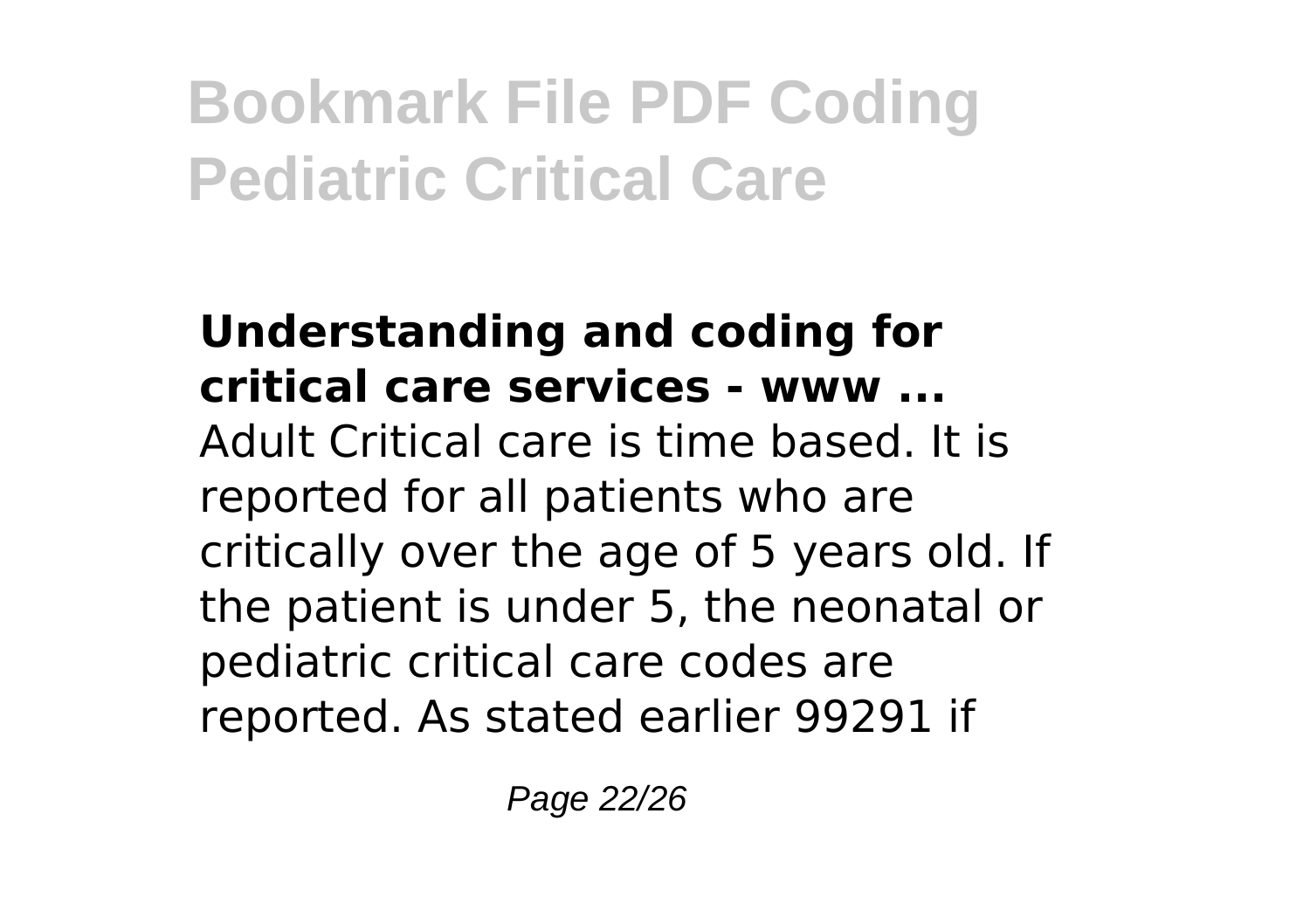**Understanding and coding for critical care services - www ...**

Adult Critical care is time based. It is reported for all patients who are critically over the age of 5 years old. If the patient is under 5, the neonatal or pediatric critical care codes are reported. As stated earlier 99291 if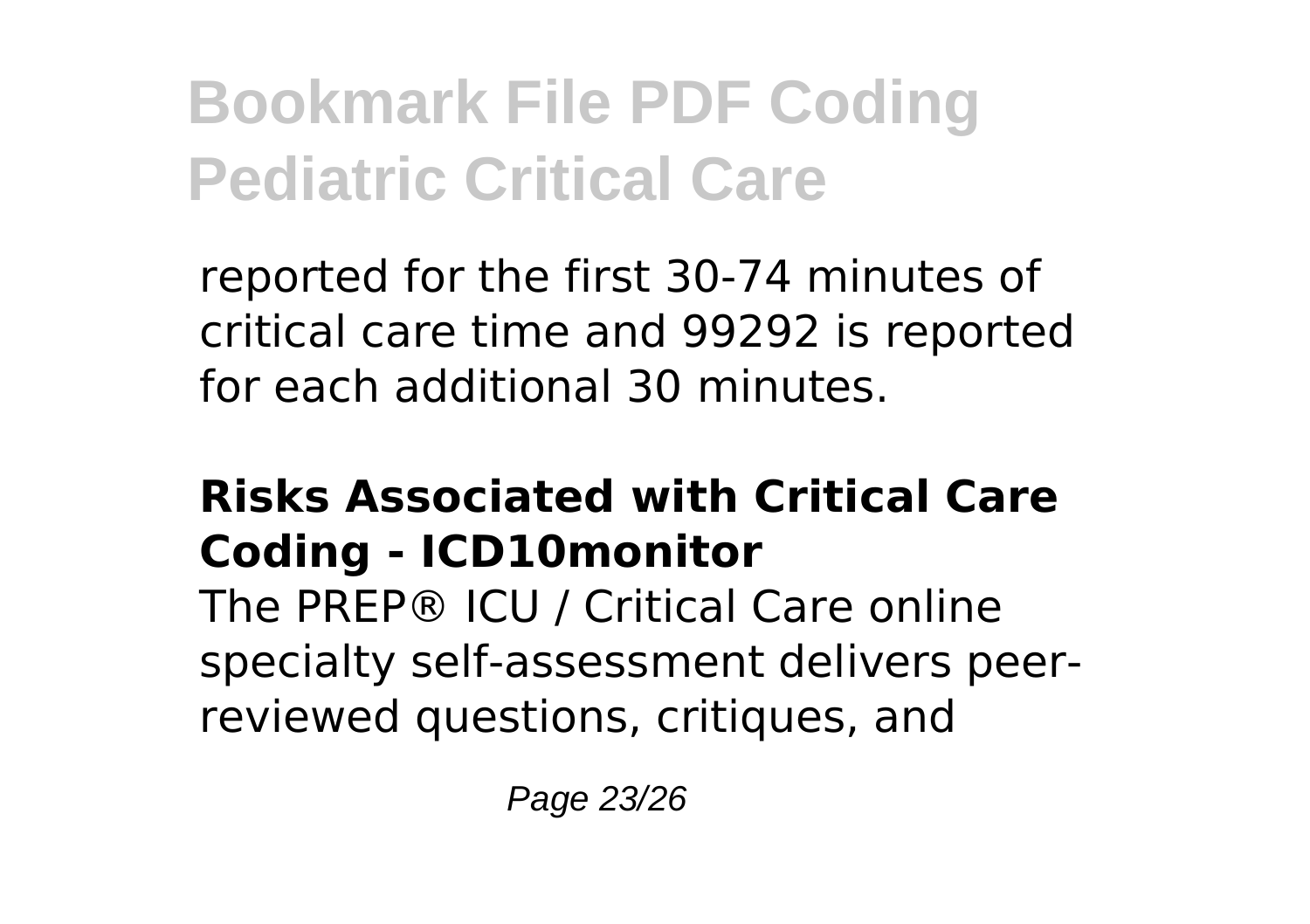reported for the first 30-74 minutes of critical care time and 99292 is reported for each additional 30 minutes.

### Risks Associated with Critical Care Coding - ICD10monitor

The PREP® ICU / Critical Care online specialty self-assessment delivers peer-reviewed questions, critiques, and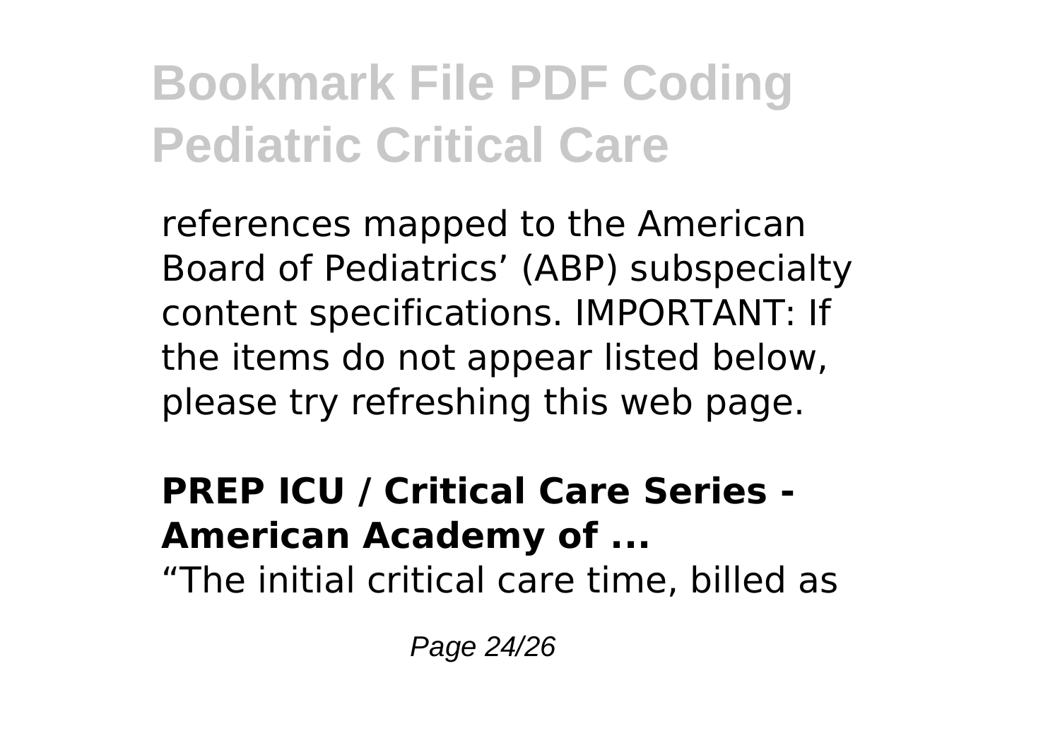references mapped to the American Board of Pediatrics' (ABP) subspecialty content specifications. IMPORTANT: If the items do not appear listed below, please try refreshing this web page.

**PREP ICU / Critical Care Series - American Academy of ...**

"The initial critical care time, billed as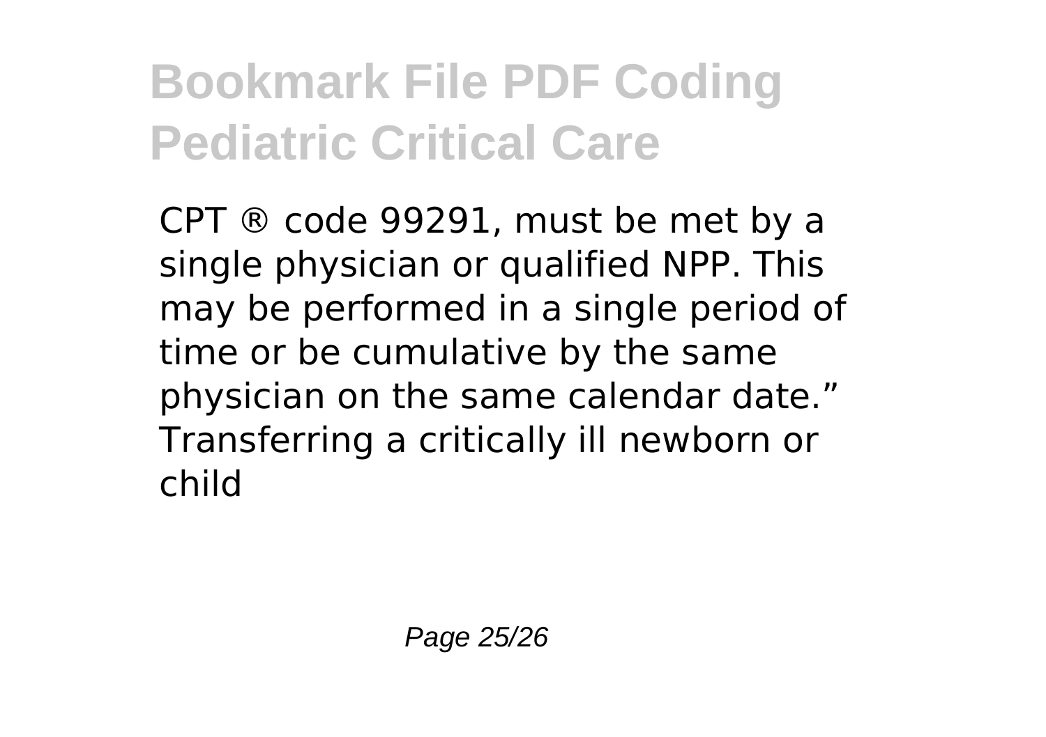CPT ® code 99291, must be met by a single physician or qualified NPP. This may be performed in a single period of time or be cumulative by the same physician on the same calendar date." Transferring a critically ill newborn or child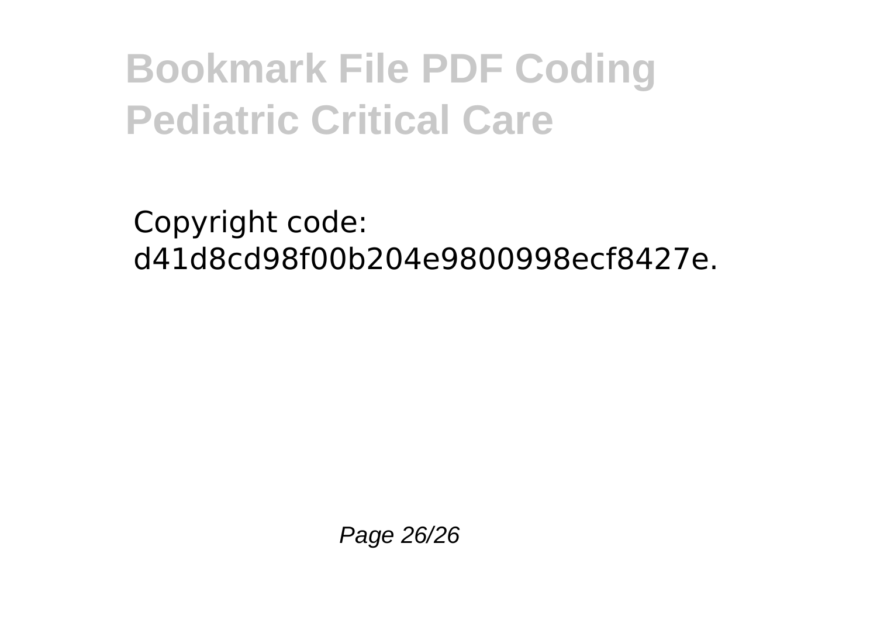Copyright code: d41d8cd98f00b204e9800998ecf8427e.